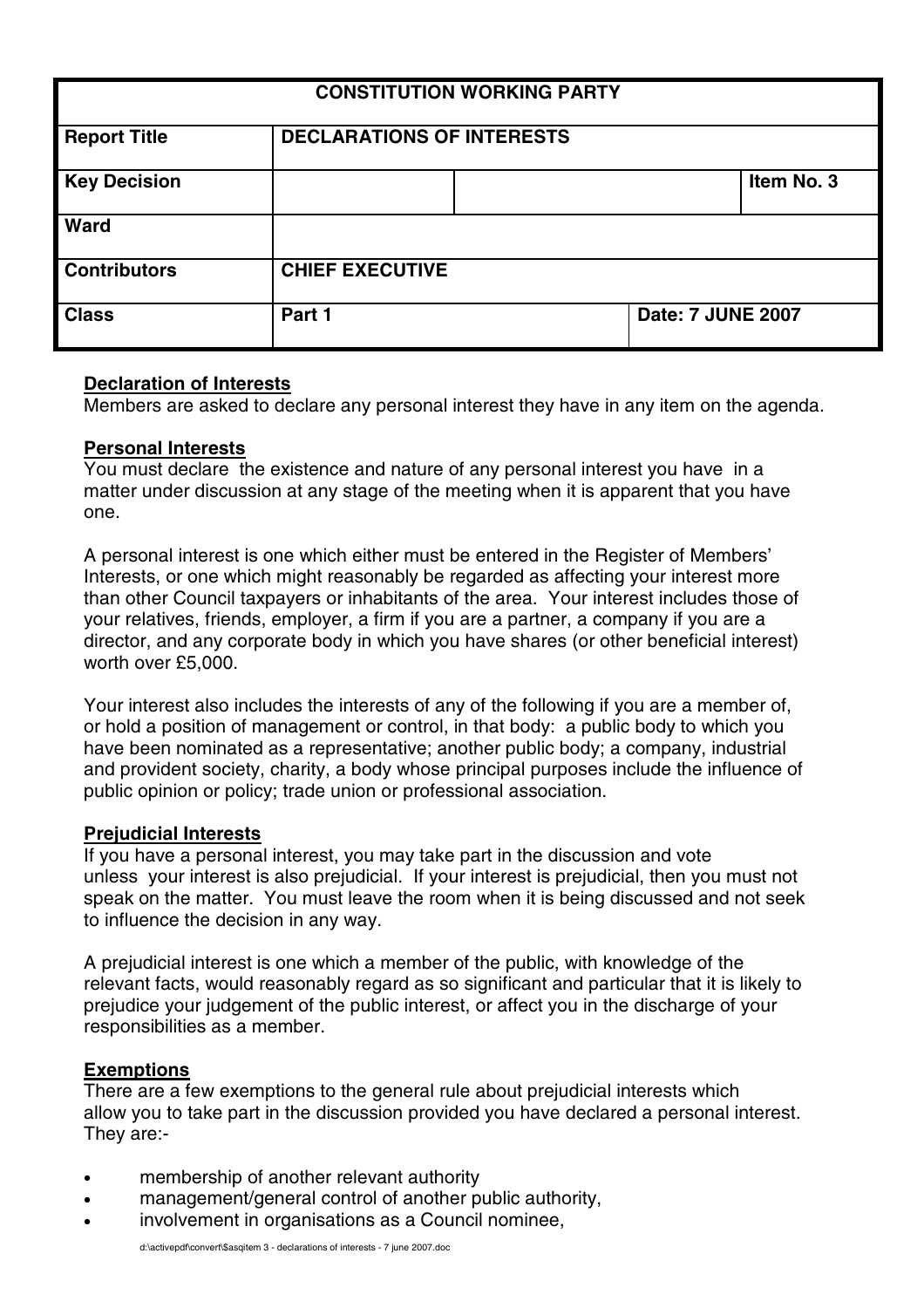| CONSTITUTION WORKING PARTY | | | |
|---|---|---|---|
| **Report Title** | **DECLARATIONS OF INTERESTS** | | |
| **Key Decision** | | | **Item No. 3** |
| **Ward** | | | |
| **Contributors** | **CHIEF EXECUTIVE** | | |
| **Class** | **Part 1** | **Date: 7 JUNE 2007** | |

**Declaration of Interests**

Members are asked to declare any personal interest they have in any item on the agenda.

**Personal Interests**

You must declare the existence and nature of any personal interest you have in a matter under discussion at any stage of the meeting when it is apparent that you have one.

A personal interest is one which either must be entered in the Register of Members' Interests, or one which might reasonably be regarded as affecting your interest more than other Council taxpayers or inhabitants of the area. Your interest includes those of your relatives, friends, employer, a firm if you are a partner, a company if you are a director, and any corporate body in which you have shares (or other beneficial interest) worth over £5,000.

Your interest also includes the interests of any of the following if you are a member of, or hold a position of management or control, in that body: a public body to which you have been nominated as a representative; another public body; a company, industrial and provident society, charity, a body whose principal purposes include the influence of public opinion or policy; trade union or professional association.

**Prejudicial Interests**

If you have a personal interest, you may take part in the discussion and vote unless your interest is also prejudicial. If your interest is prejudicial, then you must not speak on the matter. You must leave the room when it is being discussed and not seek to influence the decision in any way.

A prejudicial interest is one which a member of the public, with knowledge of the relevant facts, would reasonably regard as so significant and particular that it is likely to prejudice your judgement of the public interest, or affect you in the discharge of your responsibilities as a member.

**Exemptions**

There are a few exemptions to the general rule about prejudicial interests which allow you to take part in the discussion provided you have declared a personal interest. They are:-

- membership of another relevant authority
- management/general control of another public authority,
- involvement in organisations as a Council nominee,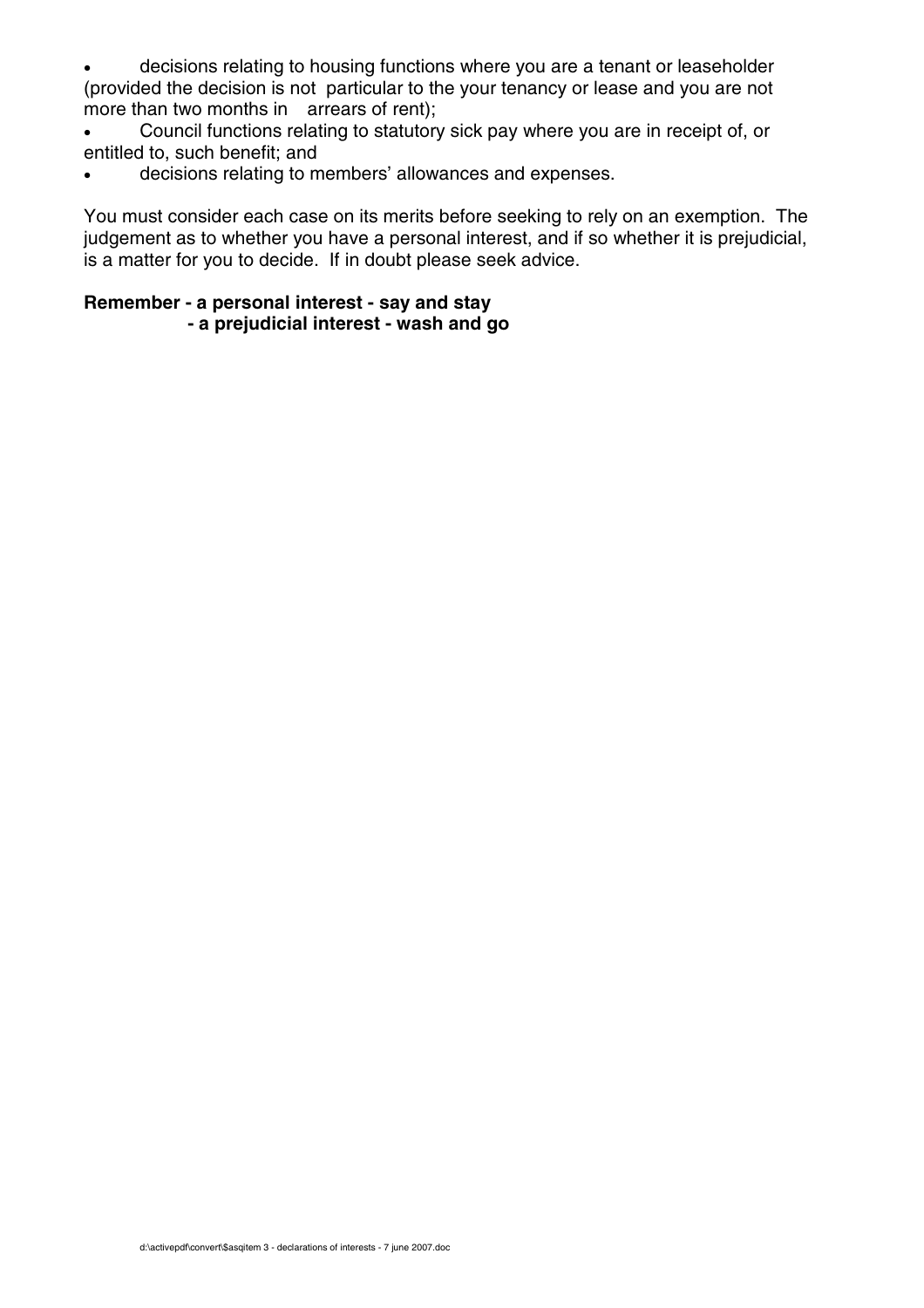- decisions relating to housing functions where you are a tenant or leaseholder (provided the decision is not particular to the your tenancy or lease and you are not more than two months in arrears of rent);
- Council functions relating to statutory sick pay where you are in receipt of, or entitled to, such benefit; and
- decisions relating to members' allowances and expenses.

You must consider each case on its merits before seeking to rely on an exemption. The judgement as to whether you have a personal interest, and if so whether it is prejudicial, is a matter for you to decide. If in doubt please seek advice.

**Remember - a personal interest - say and stay**
**- a prejudicial interest - wash and go**